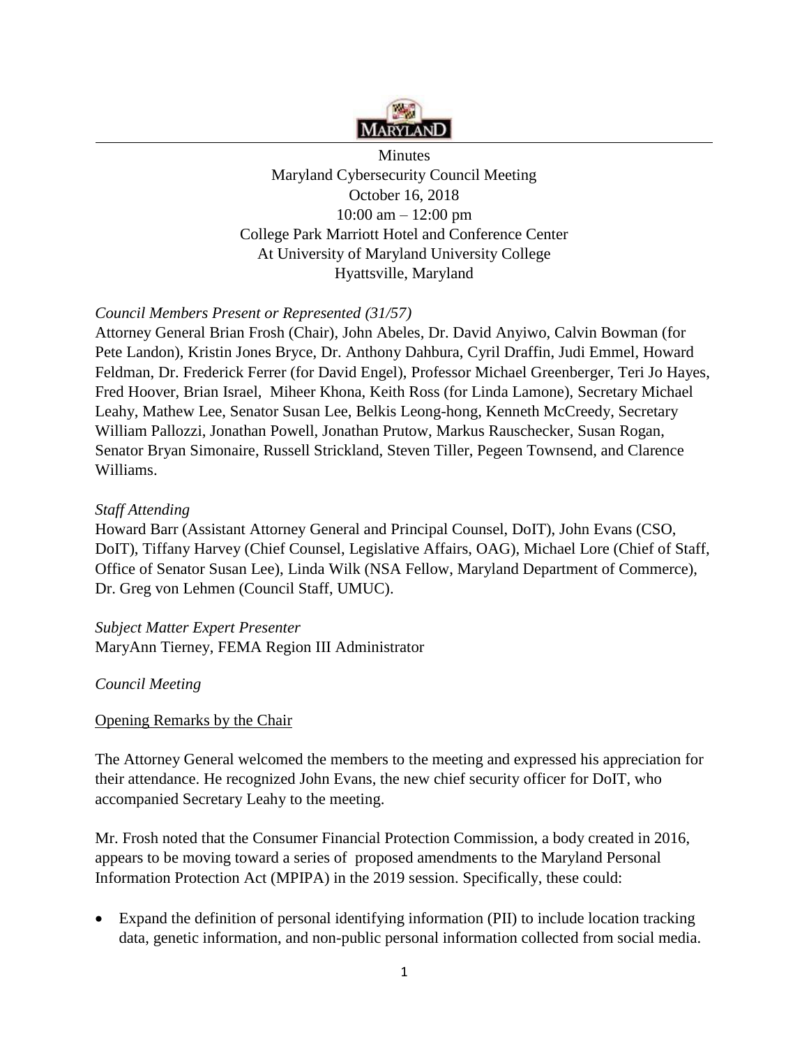Minutes
Maryland Cybersecurity Council Meeting
October 16, 2018
10:00 am – 12:00 pm
College Park Marriott Hotel and Conference Center
At University of Maryland University College
Hyattsville, Maryland

*Council Members Present or Represented (31/57)*

Attorney General Brian Frosh (Chair), John Abeles, Dr. David Anyiwo, Calvin Bowman (for Pete Landon), Kristin Jones Bryce, Dr. Anthony Dahbura, Cyril Draffin, Judi Emmel, Howard Feldman, Dr. Frederick Ferrer (for David Engel), Professor Michael Greenberger, Teri Jo Hayes, Fred Hoover, Brian Israel, Miheer Khona, Keith Ross (for Linda Lamone), Secretary Michael Leahy, Mathew Lee, Senator Susan Lee, Belkis Leong-hong, Kenneth McCreedy, Secretary William Pallozzi, Jonathan Powell, Jonathan Prutow, Markus Rauschecker, Susan Rogan, Senator Bryan Simonaire, Russell Strickland, Steven Tiller, Pegeen Townsend, and Clarence Williams.

*Staff Attending*

Howard Barr (Assistant Attorney General and Principal Counsel, DoIT), John Evans (CSO, DoIT), Tiffany Harvey (Chief Counsel, Legislative Affairs, OAG), Michael Lore (Chief of Staff, Office of Senator Susan Lee), Linda Wilk (NSA Fellow, Maryland Department of Commerce), Dr. Greg von Lehmen (Council Staff, UMUC).

*Subject Matter Expert Presenter*

MaryAnn Tierney, FEMA Region III Administrator

*Council Meeting*

Opening Remarks by the Chair

The Attorney General welcomed the members to the meeting and expressed his appreciation for their attendance. He recognized John Evans, the new chief security officer for DoIT, who accompanied Secretary Leahy to the meeting.

Mr. Frosh noted that the Consumer Financial Protection Commission, a body created in 2016, appears to be moving toward a series of proposed amendments to the Maryland Personal Information Protection Act (MPIPA) in the 2019 session. Specifically, these could:

- Expand the definition of personal identifying information (PII) to include location tracking data, genetic information, and non-public personal information collected from social media.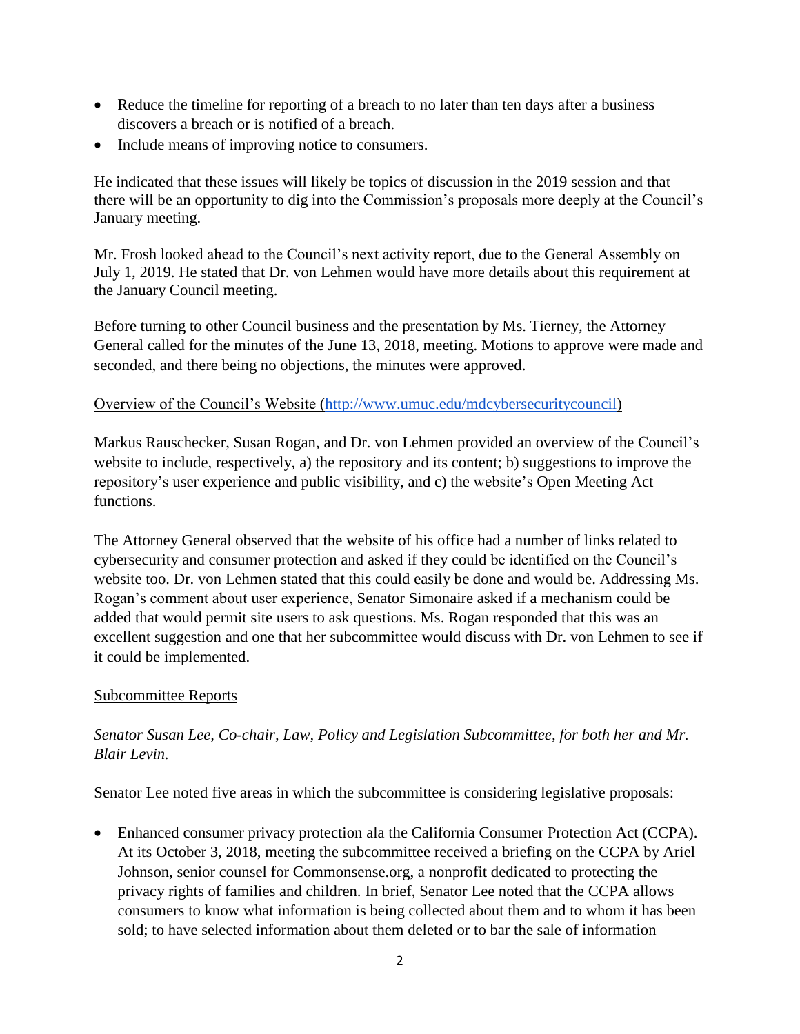- Reduce the timeline for reporting of a breach to no later than ten days after a business discovers a breach or is notified of a breach.
- Include means of improving notice to consumers.

He indicated that these issues will likely be topics of discussion in the 2019 session and that there will be an opportunity to dig into the Commission's proposals more deeply at the Council's January meeting.

Mr. Frosh looked ahead to the Council's next activity report, due to the General Assembly on July 1, 2019. He stated that Dr. von Lehmen would have more details about this requirement at the January Council meeting.

Before turning to other Council business and the presentation by Ms. Tierney, the Attorney General called for the minutes of the June 13, 2018, meeting. Motions to approve were made and seconded, and there being no objections, the minutes were approved.

Overview of the Council's Website (http://www.umuc.edu/mdcybersecuritycouncil)

Markus Rauschecker, Susan Rogan, and Dr. von Lehmen provided an overview of the Council's website to include, respectively, a) the repository and its content; b) suggestions to improve the repository's user experience and public visibility, and c) the website's Open Meeting Act functions.

The Attorney General observed that the website of his office had a number of links related to cybersecurity and consumer protection and asked if they could be identified on the Council's website too. Dr. von Lehmen stated that this could easily be done and would be. Addressing Ms. Rogan's comment about user experience, Senator Simonaire asked if a mechanism could be added that would permit site users to ask questions. Ms. Rogan responded that this was an excellent suggestion and one that her subcommittee would discuss with Dr. von Lehmen to see if it could be implemented.

Subcommittee Reports

*Senator Susan Lee, Co-chair, Law, Policy and Legislation Subcommittee, for both her and Mr. Blair Levin.*

Senator Lee noted five areas in which the subcommittee is considering legislative proposals:

- Enhanced consumer privacy protection ala the California Consumer Protection Act (CCPA). At its October 3, 2018, meeting the subcommittee received a briefing on the CCPA by Ariel Johnson, senior counsel for Commonsense.org, a nonprofit dedicated to protecting the privacy rights of families and children. In brief, Senator Lee noted that the CCPA allows consumers to know what information is being collected about them and to whom it has been sold; to have selected information about them deleted or to bar the sale of information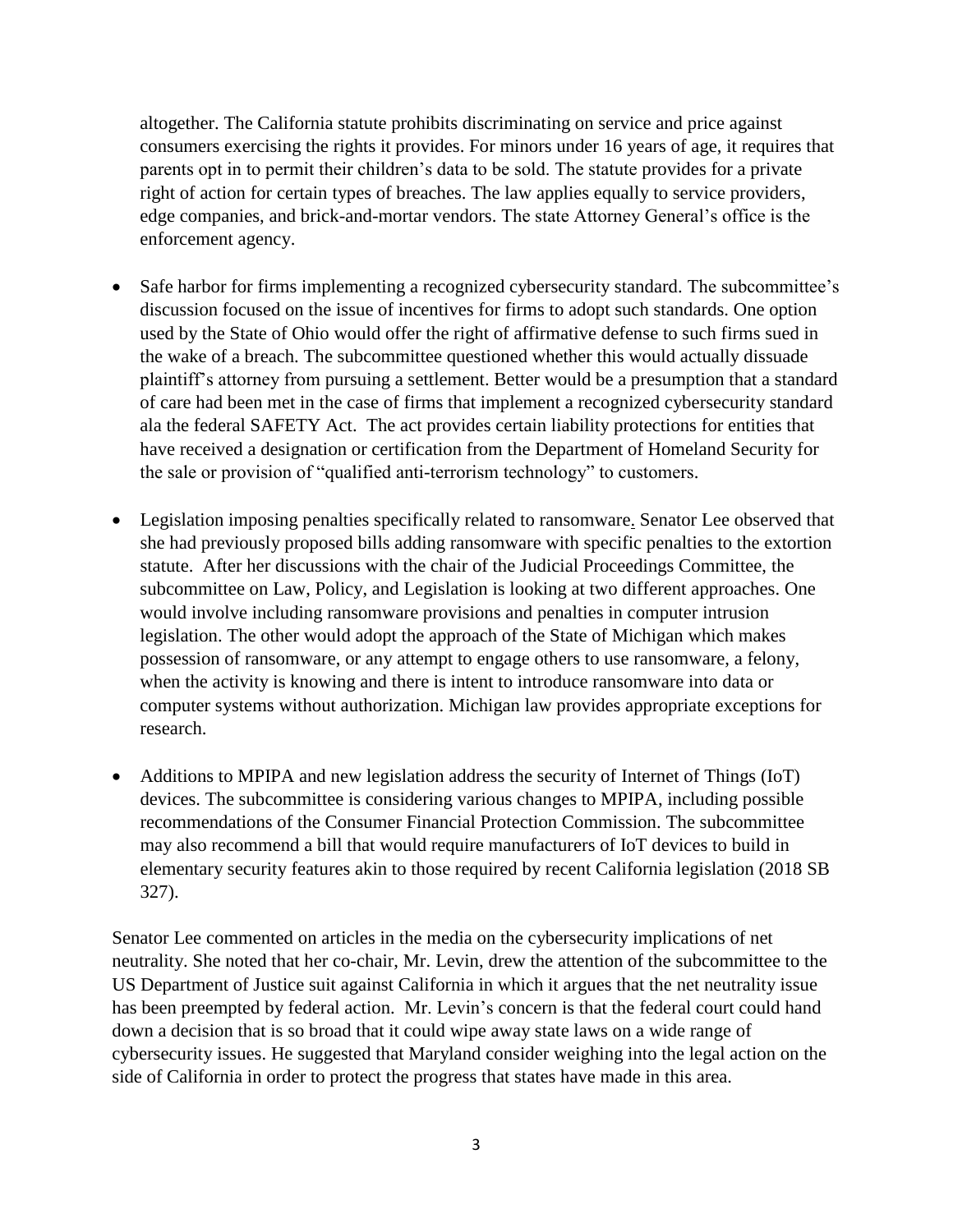altogether. The California statute prohibits discriminating on service and price against consumers exercising the rights it provides. For minors under 16 years of age, it requires that parents opt in to permit their children's data to be sold. The statute provides for a private right of action for certain types of breaches. The law applies equally to service providers, edge companies, and brick-and-mortar vendors. The state Attorney General's office is the enforcement agency.

- Safe harbor for firms implementing a recognized cybersecurity standard. The subcommittee's discussion focused on the issue of incentives for firms to adopt such standards. One option used by the State of Ohio would offer the right of affirmative defense to such firms sued in the wake of a breach. The subcommittee questioned whether this would actually dissuade plaintiff's attorney from pursuing a settlement. Better would be a presumption that a standard of care had been met in the case of firms that implement a recognized cybersecurity standard ala the federal SAFETY Act. The act provides certain liability protections for entities that have received a designation or certification from the Department of Homeland Security for the sale or provision of "qualified anti-terrorism technology" to customers.

- Legislation imposing penalties specifically related to ransomware. Senator Lee observed that she had previously proposed bills adding ransomware with specific penalties to the extortion statute. After her discussions with the chair of the Judicial Proceedings Committee, the subcommittee on Law, Policy, and Legislation is looking at two different approaches. One would involve including ransomware provisions and penalties in computer intrusion legislation. The other would adopt the approach of the State of Michigan which makes possession of ransomware, or any attempt to engage others to use ransomware, a felony, when the activity is knowing and there is intent to introduce ransomware into data or computer systems without authorization. Michigan law provides appropriate exceptions for research.

- Additions to MPIPA and new legislation address the security of Internet of Things (IoT) devices. The subcommittee is considering various changes to MPIPA, including possible recommendations of the Consumer Financial Protection Commission. The subcommittee may also recommend a bill that would require manufacturers of IoT devices to build in elementary security features akin to those required by recent California legislation (2018 SB 327).

Senator Lee commented on articles in the media on the cybersecurity implications of net neutrality. She noted that her co-chair, Mr. Levin, drew the attention of the subcommittee to the US Department of Justice suit against California in which it argues that the net neutrality issue has been preempted by federal action. Mr. Levin's concern is that the federal court could hand down a decision that is so broad that it could wipe away state laws on a wide range of cybersecurity issues. He suggested that Maryland consider weighing into the legal action on the side of California in order to protect the progress that states have made in this area.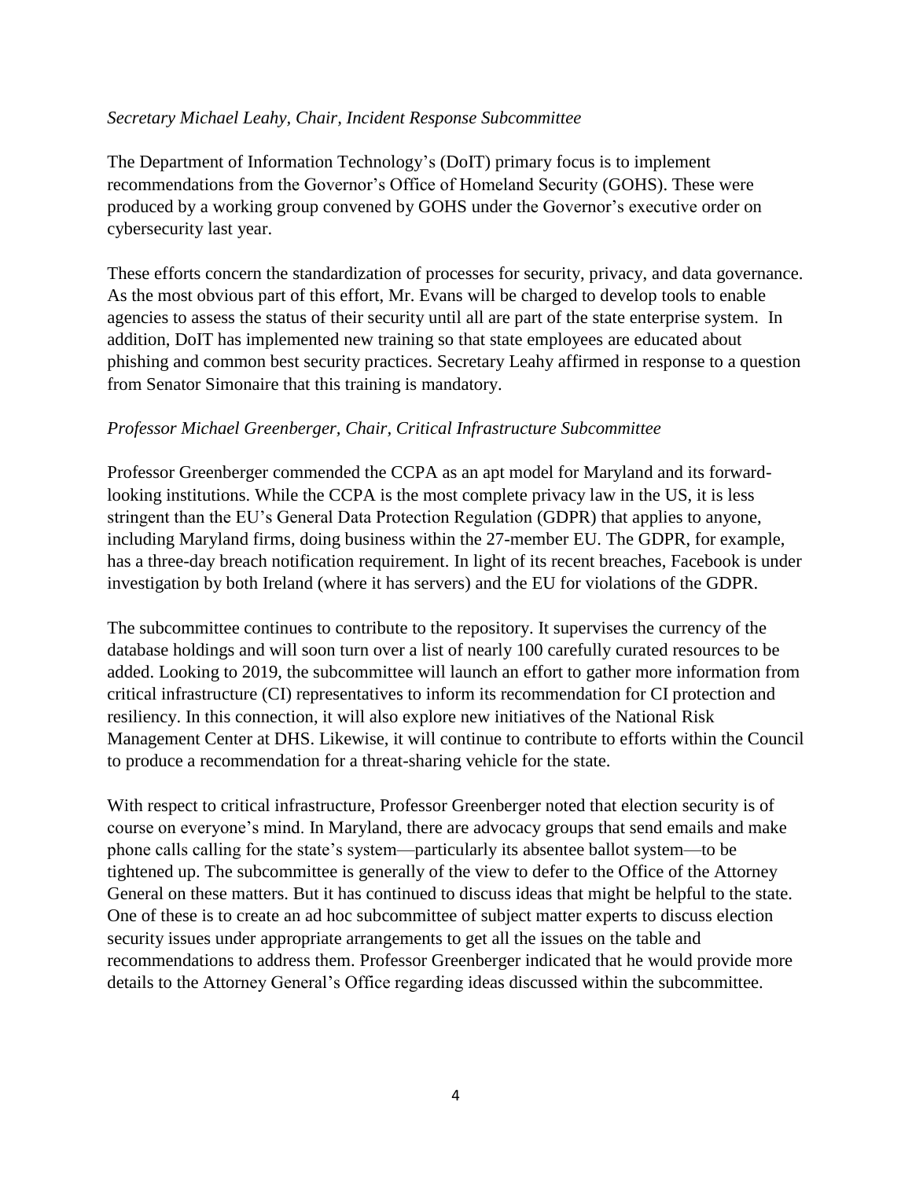*Secretary Michael Leahy, Chair, Incident Response Subcommittee*

The Department of Information Technology's (DoIT) primary focus is to implement recommendations from the Governor's Office of Homeland Security (GOHS). These were produced by a working group convened by GOHS under the Governor's executive order on cybersecurity last year.

These efforts concern the standardization of processes for security, privacy, and data governance. As the most obvious part of this effort, Mr. Evans will be charged to develop tools to enable agencies to assess the status of their security until all are part of the state enterprise system. In addition, DoIT has implemented new training so that state employees are educated about phishing and common best security practices. Secretary Leahy affirmed in response to a question from Senator Simonaire that this training is mandatory.

*Professor Michael Greenberger, Chair, Critical Infrastructure Subcommittee*

Professor Greenberger commended the CCPA as an apt model for Maryland and its forward-looking institutions. While the CCPA is the most complete privacy law in the US, it is less stringent than the EU's General Data Protection Regulation (GDPR) that applies to anyone, including Maryland firms, doing business within the 27-member EU. The GDPR, for example, has a three-day breach notification requirement. In light of its recent breaches, Facebook is under investigation by both Ireland (where it has servers) and the EU for violations of the GDPR.

The subcommittee continues to contribute to the repository. It supervises the currency of the database holdings and will soon turn over a list of nearly 100 carefully curated resources to be added. Looking to 2019, the subcommittee will launch an effort to gather more information from critical infrastructure (CI) representatives to inform its recommendation for CI protection and resiliency. In this connection, it will also explore new initiatives of the National Risk Management Center at DHS. Likewise, it will continue to contribute to efforts within the Council to produce a recommendation for a threat-sharing vehicle for the state.

With respect to critical infrastructure, Professor Greenberger noted that election security is of course on everyone's mind. In Maryland, there are advocacy groups that send emails and make phone calls calling for the state's system—particularly its absentee ballot system—to be tightened up. The subcommittee is generally of the view to defer to the Office of the Attorney General on these matters. But it has continued to discuss ideas that might be helpful to the state. One of these is to create an ad hoc subcommittee of subject matter experts to discuss election security issues under appropriate arrangements to get all the issues on the table and recommendations to address them. Professor Greenberger indicated that he would provide more details to the Attorney General's Office regarding ideas discussed within the subcommittee.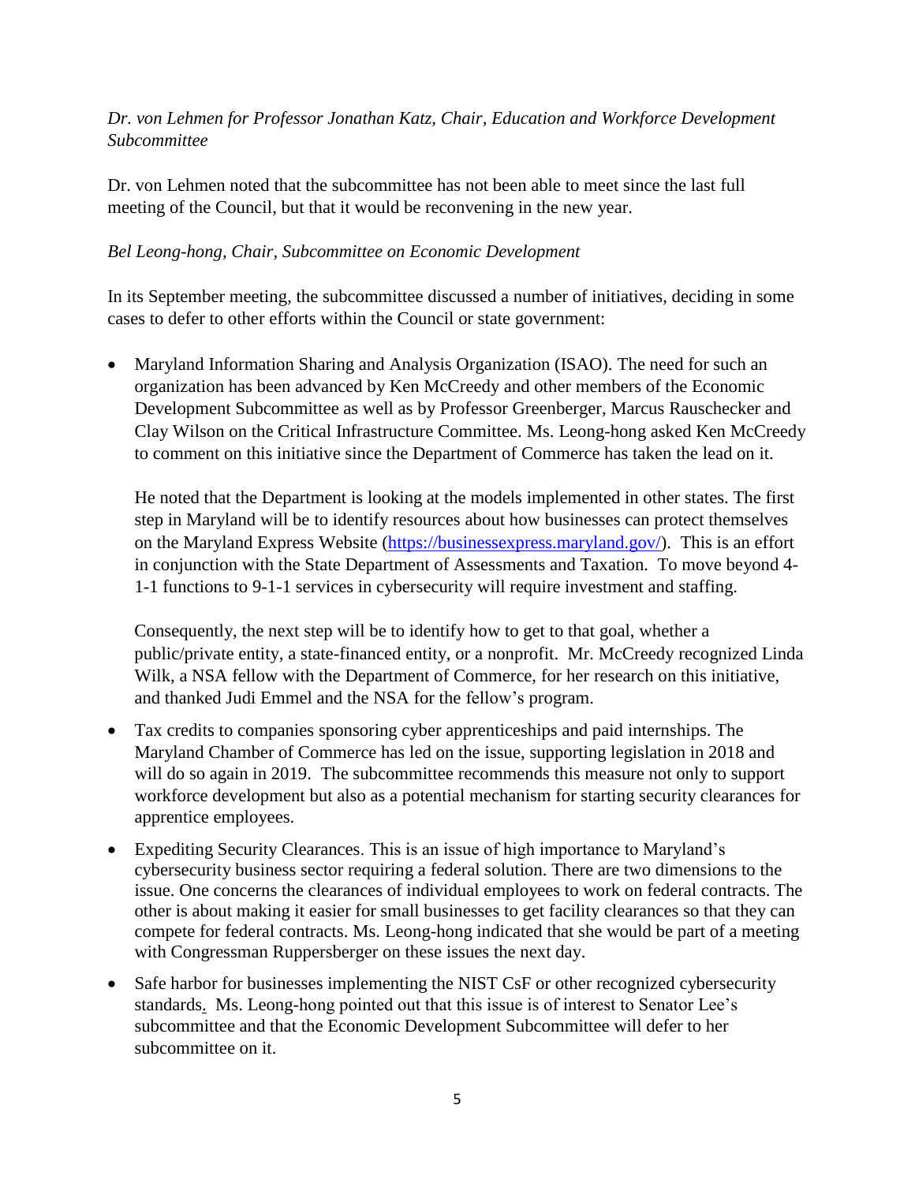*Dr. von Lehmen for Professor Jonathan Katz, Chair, Education and Workforce Development Subcommittee*

Dr. von Lehmen noted that the subcommittee has not been able to meet since the last full meeting of the Council, but that it would be reconvening in the new year.

*Bel Leong-hong, Chair, Subcommittee on Economic Development*

In its September meeting, the subcommittee discussed a number of initiatives, deciding in some cases to defer to other efforts within the Council or state government:

- Maryland Information Sharing and Analysis Organization (ISAO). The need for such an organization has been advanced by Ken McCreedy and other members of the Economic Development Subcommittee as well as by Professor Greenberger, Marcus Rauschecker and Clay Wilson on the Critical Infrastructure Committee. Ms. Leong-hong asked Ken McCreedy to comment on this initiative since the Department of Commerce has taken the lead on it.

  He noted that the Department is looking at the models implemented in other states. The first step in Maryland will be to identify resources about how businesses can protect themselves on the Maryland Express Website (https://businessexpress.maryland.gov/). This is an effort in conjunction with the State Department of Assessments and Taxation. To move beyond 4-1-1 functions to 9-1-1 services in cybersecurity will require investment and staffing.

  Consequently, the next step will be to identify how to get to that goal, whether a public/private entity, a state-financed entity, or a nonprofit. Mr. McCreedy recognized Linda Wilk, a NSA fellow with the Department of Commerce, for her research on this initiative, and thanked Judi Emmel and the NSA for the fellow's program.

- Tax credits to companies sponsoring cyber apprenticeships and paid internships. The Maryland Chamber of Commerce has led on the issue, supporting legislation in 2018 and will do so again in 2019. The subcommittee recommends this measure not only to support workforce development but also as a potential mechanism for starting security clearances for apprentice employees.

- Expediting Security Clearances. This is an issue of high importance to Maryland's cybersecurity business sector requiring a federal solution. There are two dimensions to the issue. One concerns the clearances of individual employees to work on federal contracts. The other is about making it easier for small businesses to get facility clearances so that they can compete for federal contracts. Ms. Leong-hong indicated that she would be part of a meeting with Congressman Ruppersberger on these issues the next day.

- Safe harbor for businesses implementing the NIST CsF or other recognized cybersecurity standards. Ms. Leong-hong pointed out that this issue is of interest to Senator Lee's subcommittee and that the Economic Development Subcommittee will defer to her subcommittee on it.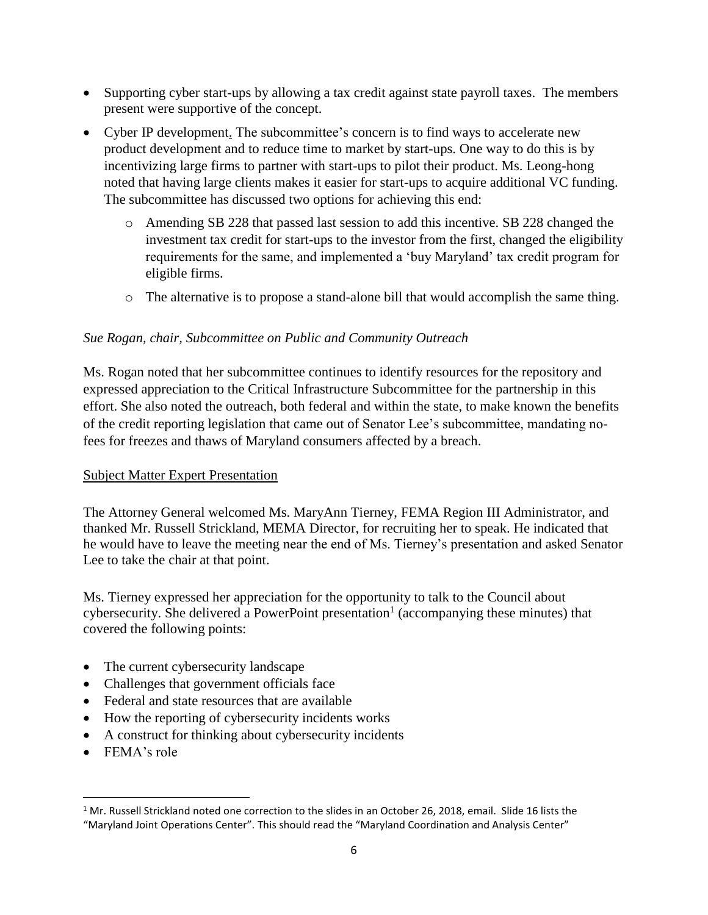- Supporting cyber start-ups by allowing a tax credit against state payroll taxes. The members present were supportive of the concept.
- Cyber IP development. The subcommittee's concern is to find ways to accelerate new product development and to reduce time to market by start-ups. One way to do this is by incentivizing large firms to partner with start-ups to pilot their product. Ms. Leong-hong noted that having large clients makes it easier for start-ups to acquire additional VC funding. The subcommittee has discussed two options for achieving this end:
  - Amending SB 228 that passed last session to add this incentive. SB 228 changed the investment tax credit for start-ups to the investor from the first, changed the eligibility requirements for the same, and implemented a 'buy Maryland' tax credit program for eligible firms.
  - The alternative is to propose a stand-alone bill that would accomplish the same thing.

*Sue Rogan, chair, Subcommittee on Public and Community Outreach*

Ms. Rogan noted that her subcommittee continues to identify resources for the repository and expressed appreciation to the Critical Infrastructure Subcommittee for the partnership in this effort. She also noted the outreach, both federal and within the state, to make known the benefits of the credit reporting legislation that came out of Senator Lee's subcommittee, mandating no-fees for freezes and thaws of Maryland consumers affected by a breach.

Subject Matter Expert Presentation

The Attorney General welcomed Ms. MaryAnn Tierney, FEMA Region III Administrator, and thanked Mr. Russell Strickland, MEMA Director, for recruiting her to speak. He indicated that he would have to leave the meeting near the end of Ms. Tierney's presentation and asked Senator Lee to take the chair at that point.

Ms. Tierney expressed her appreciation for the opportunity to talk to the Council about cybersecurity. She delivered a PowerPoint presentation[1] (accompanying these minutes) that covered the following points:

- The current cybersecurity landscape
- Challenges that government officials face
- Federal and state resources that are available
- How the reporting of cybersecurity incidents works
- A construct for thinking about cybersecurity incidents
- FEMA's role

[1] Mr. Russell Strickland noted one correction to the slides in an October 26, 2018, email. Slide 16 lists the "Maryland Joint Operations Center". This should read the "Maryland Coordination and Analysis Center"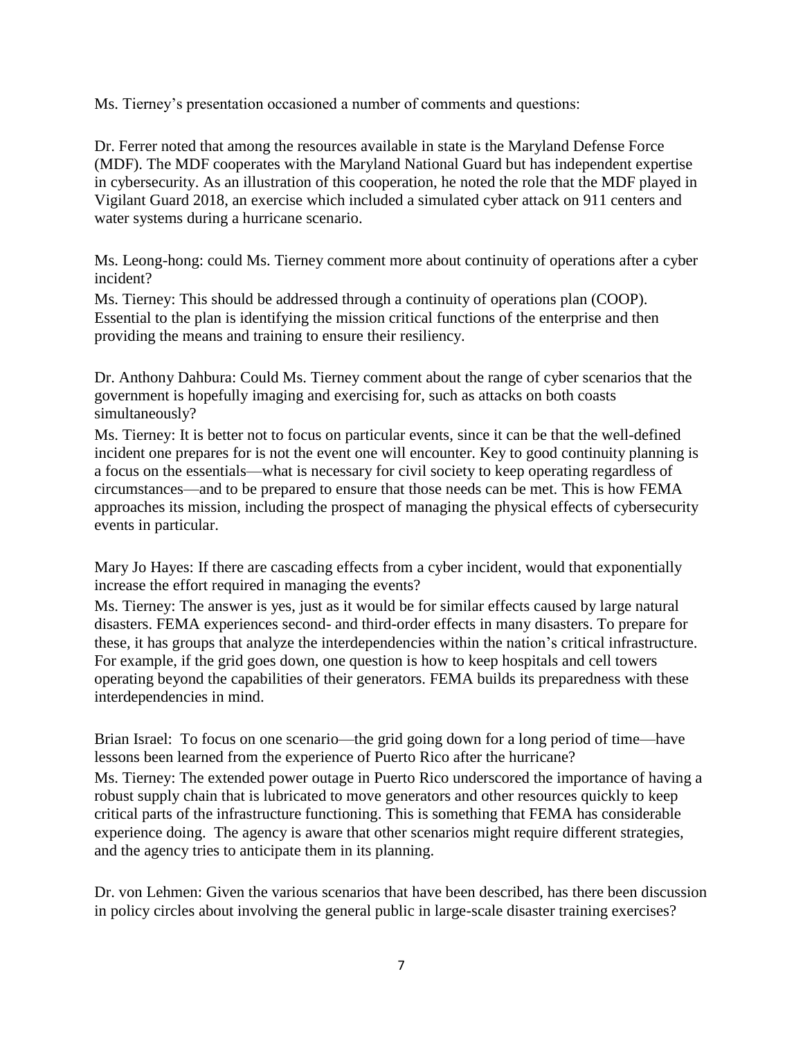Ms. Tierney's presentation occasioned a number of comments and questions:

Dr. Ferrer noted that among the resources available in state is the Maryland Defense Force (MDF). The MDF cooperates with the Maryland National Guard but has independent expertise in cybersecurity. As an illustration of this cooperation, he noted the role that the MDF played in Vigilant Guard 2018, an exercise which included a simulated cyber attack on 911 centers and water systems during a hurricane scenario.

Ms. Leong-hong: could Ms. Tierney comment more about continuity of operations after a cyber incident?
Ms. Tierney: This should be addressed through a continuity of operations plan (COOP). Essential to the plan is identifying the mission critical functions of the enterprise and then providing the means and training to ensure their resiliency.

Dr. Anthony Dahbura: Could Ms. Tierney comment about the range of cyber scenarios that the government is hopefully imaging and exercising for, such as attacks on both coasts simultaneously?
Ms. Tierney: It is better not to focus on particular events, since it can be that the well-defined incident one prepares for is not the event one will encounter. Key to good continuity planning is a focus on the essentials—what is necessary for civil society to keep operating regardless of circumstances—and to be prepared to ensure that those needs can be met. This is how FEMA approaches its mission, including the prospect of managing the physical effects of cybersecurity events in particular.

Mary Jo Hayes: If there are cascading effects from a cyber incident, would that exponentially increase the effort required in managing the events?
Ms. Tierney: The answer is yes, just as it would be for similar effects caused by large natural disasters. FEMA experiences second- and third-order effects in many disasters. To prepare for these, it has groups that analyze the interdependencies within the nation's critical infrastructure. For example, if the grid goes down, one question is how to keep hospitals and cell towers operating beyond the capabilities of their generators. FEMA builds its preparedness with these interdependencies in mind.

Brian Israel: To focus on one scenario—the grid going down for a long period of time—have lessons been learned from the experience of Puerto Rico after the hurricane?
Ms. Tierney: The extended power outage in Puerto Rico underscored the importance of having a robust supply chain that is lubricated to move generators and other resources quickly to keep critical parts of the infrastructure functioning. This is something that FEMA has considerable experience doing. The agency is aware that other scenarios might require different strategies, and the agency tries to anticipate them in its planning.

Dr. von Lehmen: Given the various scenarios that have been described, has there been discussion in policy circles about involving the general public in large-scale disaster training exercises?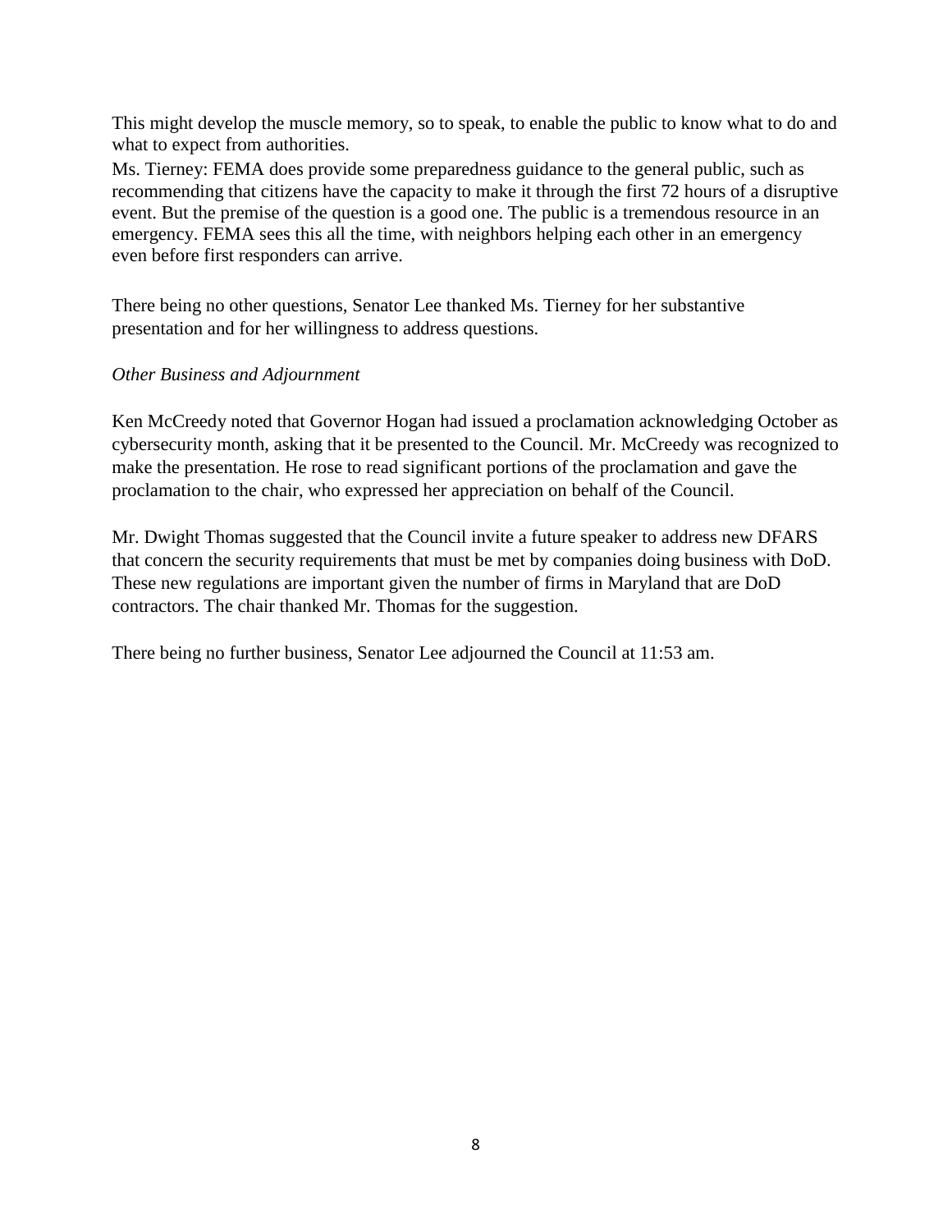This might develop the muscle memory, so to speak, to enable the public to know what to do and what to expect from authorities.

Ms. Tierney: FEMA does provide some preparedness guidance to the general public, such as recommending that citizens have the capacity to make it through the first 72 hours of a disruptive event. But the premise of the question is a good one. The public is a tremendous resource in an emergency. FEMA sees this all the time, with neighbors helping each other in an emergency even before first responders can arrive.

There being no other questions, Senator Lee thanked Ms. Tierney for her substantive presentation and for her willingness to address questions.

*Other Business and Adjournment*

Ken McCreedy noted that Governor Hogan had issued a proclamation acknowledging October as cybersecurity month, asking that it be presented to the Council. Mr. McCreedy was recognized to make the presentation. He rose to read significant portions of the proclamation and gave the proclamation to the chair, who expressed her appreciation on behalf of the Council.

Mr. Dwight Thomas suggested that the Council invite a future speaker to address new DFARS that concern the security requirements that must be met by companies doing business with DoD. These new regulations are important given the number of firms in Maryland that are DoD contractors. The chair thanked Mr. Thomas for the suggestion.

There being no further business, Senator Lee adjourned the Council at 11:53 am.